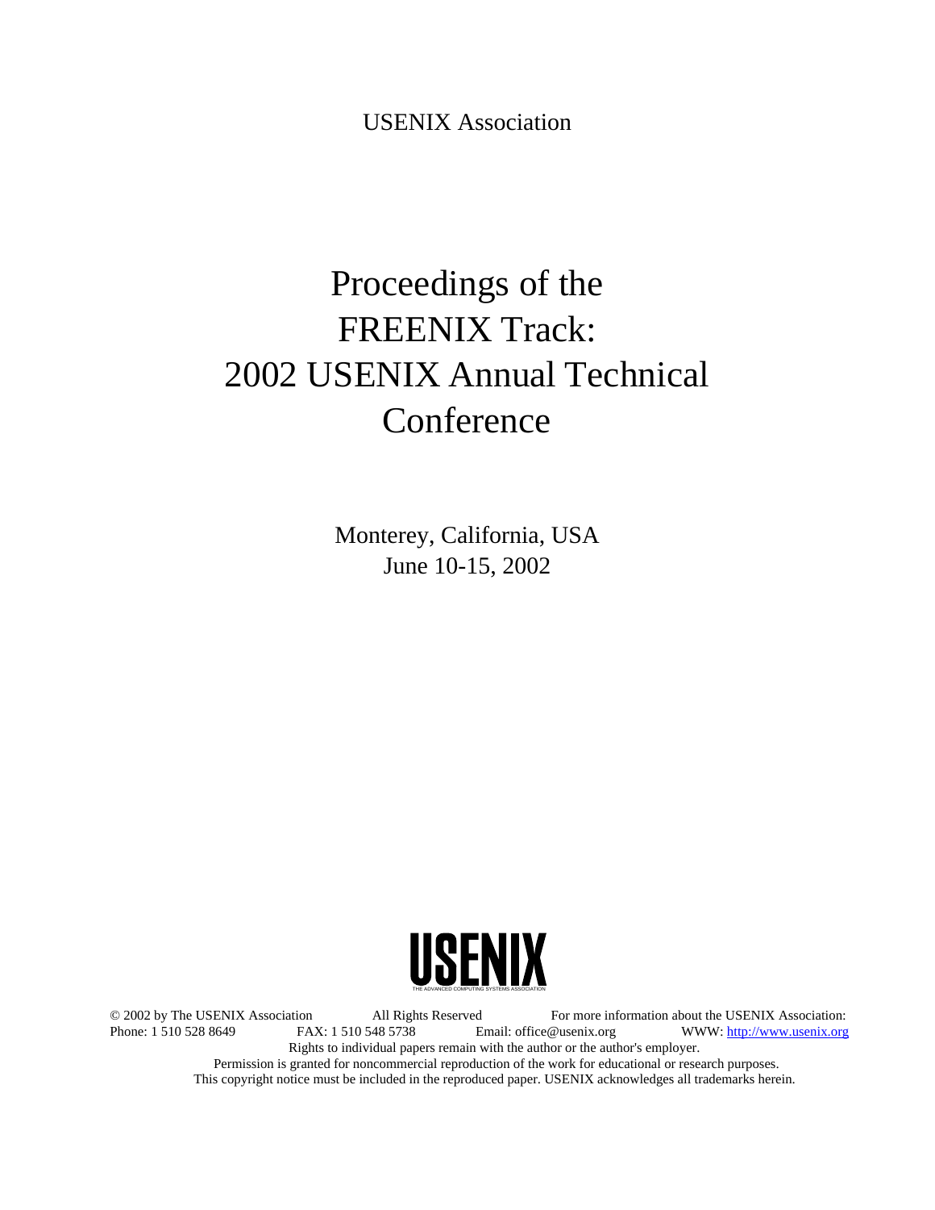USENIX Association

# Proceedings of the FREENIX Track: 2002 USENIX Annual Technical Conference

Monterey, California, USA
June 10-15, 2002

USENIX
THE ADVANCED COMPUTING SYSTEMS ASSOCIATION

© 2002 by The USENIX Association All Rights Reserved For more information about the USENIX Association:
Phone: 1 510 528 8649 FAX: 1 510 548 5738 Email: office@usenix.org WWW: http://www.usenix.org
Rights to individual papers remain with the author or the author's employer.
Permission is granted for noncommercial reproduction of the work for educational or research purposes.
This copyright notice must be included in the reproduced paper. USENIX acknowledges all trademarks herein.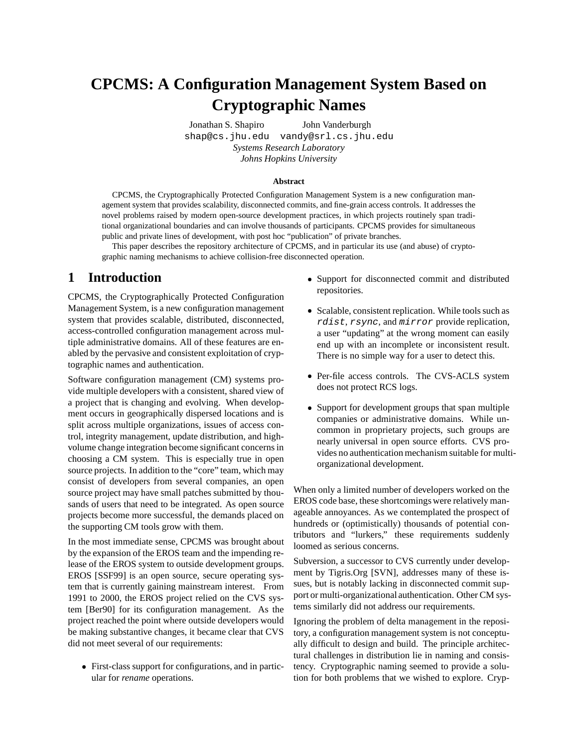# CPCMS: A Configuration Management System Based on Cryptographic Names

Jonathan S. Shapiro John Vanderburgh
`shap@cs.jhu.edu` `vandy@srl.cs.jhu.edu`
*Systems Research Laboratory*
*Johns Hopkins University*

**Abstract**

CPCMS, the Cryptographically Protected Configuration Management System is a new configuration management system that provides scalability, disconnected commits, and fine-grain access controls. It addresses the novel problems raised by modern open-source development practices, in which projects routinely span traditional organizational boundaries and can involve thousands of participants. CPCMS provides for simultaneous public and private lines of development, with post hoc "publication" of private branches.

This paper describes the repository architecture of CPCMS, and in particular its use (and abuse) of cryptographic naming mechanisms to achieve collision-free disconnected operation.

## 1 Introduction

CPCMS, the Cryptographically Protected Configuration Management System, is a new configuration management system that provides scalable, distributed, disconnected, access-controlled configuration management across multiple administrative domains. All of these features are enabled by the pervasive and consistent exploitation of cryptographic names and authentication.

Software configuration management (CM) systems provide multiple developers with a consistent, shared view of a project that is changing and evolving. When development occurs in geographically dispersed locations and is split across multiple organizations, issues of access control, integrity management, update distribution, and high-volume change integration become significant concerns in choosing a CM system. This is especially true in open source projects. In addition to the "core" team, which may consist of developers from several companies, an open source project may have small patches submitted by thousands of users that need to be integrated. As open source projects become more successful, the demands placed on the supporting CM tools grow with them.

In the most immediate sense, CPCMS was brought about by the expansion of the EROS team and the impending release of the EROS system to outside development groups. EROS [SSF99] is an open source, secure operating system that is currently gaining mainstream interest. From 1991 to 2000, the EROS project relied on the CVS system [Ber90] for its configuration management. As the project reached the point where outside developers would be making substantive changes, it became clear that CVS did not meet several of our requirements:

- First-class support for configurations, and in particular for *rename* operations.
- Support for disconnected commit and distributed repositories.
- Scalable, consistent replication. While tools such as `rdist`, `rsync`, and `mirror` provide replication, a user "updating" at the wrong moment can easily end up with an incomplete or inconsistent result. There is no simple way for a user to detect this.
- Per-file access controls. The CVS-ACLS system does not protect RCS logs.
- Support for development groups that span multiple companies or administrative domains. While uncommon in proprietary projects, such groups are nearly universal in open source efforts. CVS provides no authentication mechanism suitable for multi-organizational development.

When only a limited number of developers worked on the EROS code base, these shortcomings were relatively manageable annoyances. As we contemplated the prospect of hundreds or (optimistically) thousands of potential contributors and "lurkers," these requirements suddenly loomed as serious concerns.

Subversion, a successor to CVS currently under development by Tigris.Org [SVN], addresses many of these issues, but is notably lacking in disconnected commit support or multi-organizational authentication. Other CM systems similarly did not address our requirements.

Ignoring the problem of delta management in the repository, a configuration management system is not conceptually difficult to design and build. The principle architectural challenges in distribution lie in naming and consistency. Cryptographic naming seemed to provide a solution for both problems that we wished to explore. Cryp-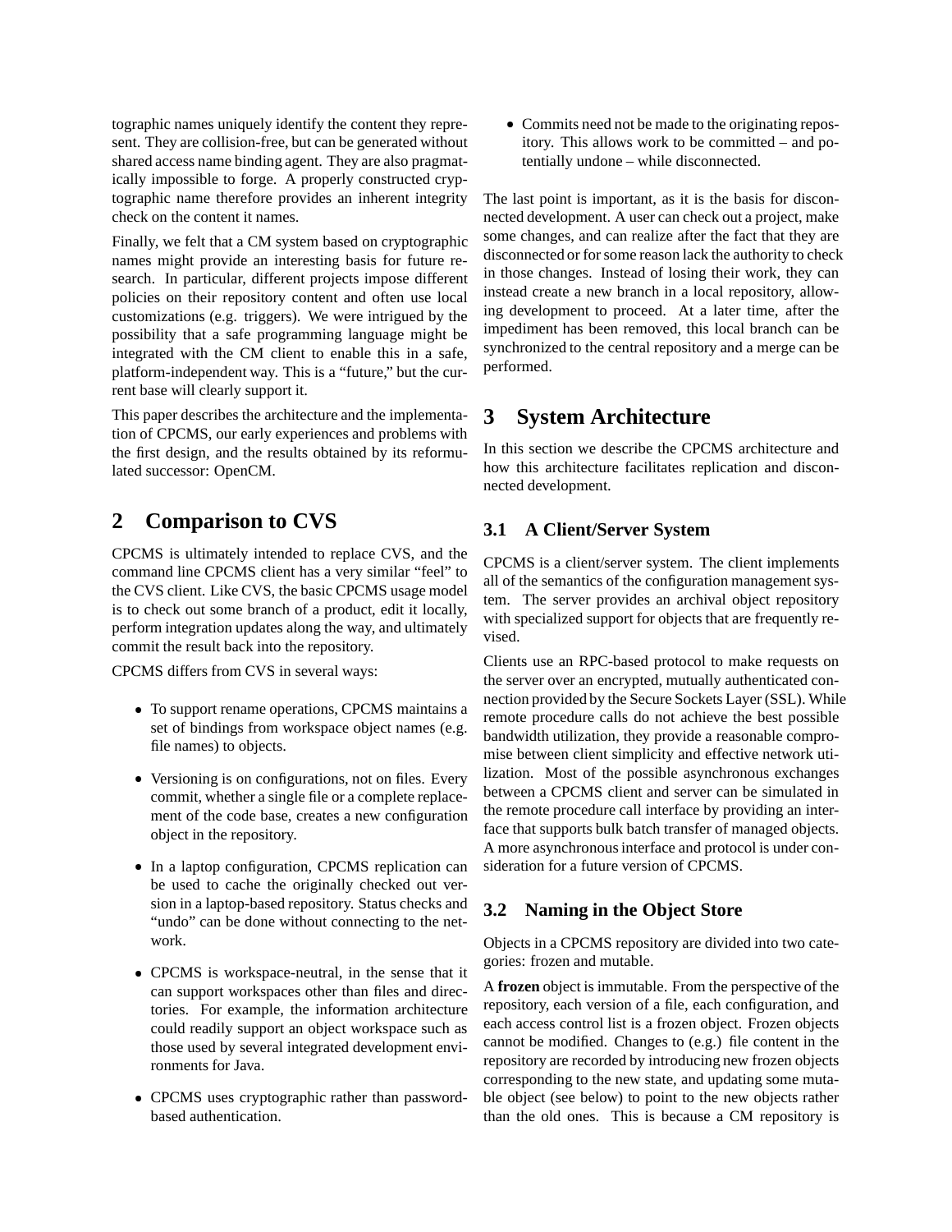tographic names uniquely identify the content they represent. They are collision-free, but can be generated without shared access name binding agent. They are also pragmatically impossible to forge. A properly constructed cryptographic name therefore provides an inherent integrity check on the content it names.

Finally, we felt that a CM system based on cryptographic names might provide an interesting basis for future research. In particular, different projects impose different policies on their repository content and often use local customizations (e.g. triggers). We were intrigued by the possibility that a safe programming language might be integrated with the CM client to enable this in a safe, platform-independent way. This is a "future," but the current base will clearly support it.

This paper describes the architecture and the implementation of CPCMS, our early experiences and problems with the first design, and the results obtained by its reformulated successor: OpenCM.

## 2 Comparison to CVS

CPCMS is ultimately intended to replace CVS, and the command line CPCMS client has a very similar "feel" to the CVS client. Like CVS, the basic CPCMS usage model is to check out some branch of a product, edit it locally, perform integration updates along the way, and ultimately commit the result back into the repository.

CPCMS differs from CVS in several ways:

- To support rename operations, CPCMS maintains a set of bindings from workspace object names (e.g. file names) to objects.
- Versioning is on configurations, not on files. Every commit, whether a single file or a complete replacement of the code base, creates a new configuration object in the repository.
- In a laptop configuration, CPCMS replication can be used to cache the originally checked out version in a laptop-based repository. Status checks and "undo" can be done without connecting to the network.
- CPCMS is workspace-neutral, in the sense that it can support workspaces other than files and directories. For example, the information architecture could readily support an object workspace such as those used by several integrated development environments for Java.
- CPCMS uses cryptographic rather than password-based authentication.
- Commits need not be made to the originating repository. This allows work to be committed – and potentially undone – while disconnected.

The last point is important, as it is the basis for disconnected development. A user can check out a project, make some changes, and can realize after the fact that they are disconnected or for some reason lack the authority to check in those changes. Instead of losing their work, they can instead create a new branch in a local repository, allowing development to proceed. At a later time, after the impediment has been removed, this local branch can be synchronized to the central repository and a merge can be performed.

## 3 System Architecture

In this section we describe the CPCMS architecture and how this architecture facilitates replication and disconnected development.

### 3.1 A Client/Server System

CPCMS is a client/server system. The client implements all of the semantics of the configuration management system. The server provides an archival object repository with specialized support for objects that are frequently revised.

Clients use an RPC-based protocol to make requests on the server over an encrypted, mutually authenticated connection provided by the Secure Sockets Layer (SSL). While remote procedure calls do not achieve the best possible bandwidth utilization, they provide a reasonable compromise between client simplicity and effective network utilization. Most of the possible asynchronous exchanges between a CPCMS client and server can be simulated in the remote procedure call interface by providing an interface that supports bulk batch transfer of managed objects. A more asynchronous interface and protocol is under consideration for a future version of CPCMS.

### 3.2 Naming in the Object Store

Objects in a CPCMS repository are divided into two categories: frozen and mutable.

A **frozen** object is immutable. From the perspective of the repository, each version of a file, each configuration, and each access control list is a frozen object. Frozen objects cannot be modified. Changes to (e.g.) file content in the repository are recorded by introducing new frozen objects corresponding to the new state, and updating some mutable object (see below) to point to the new objects rather than the old ones. This is because a CM repository is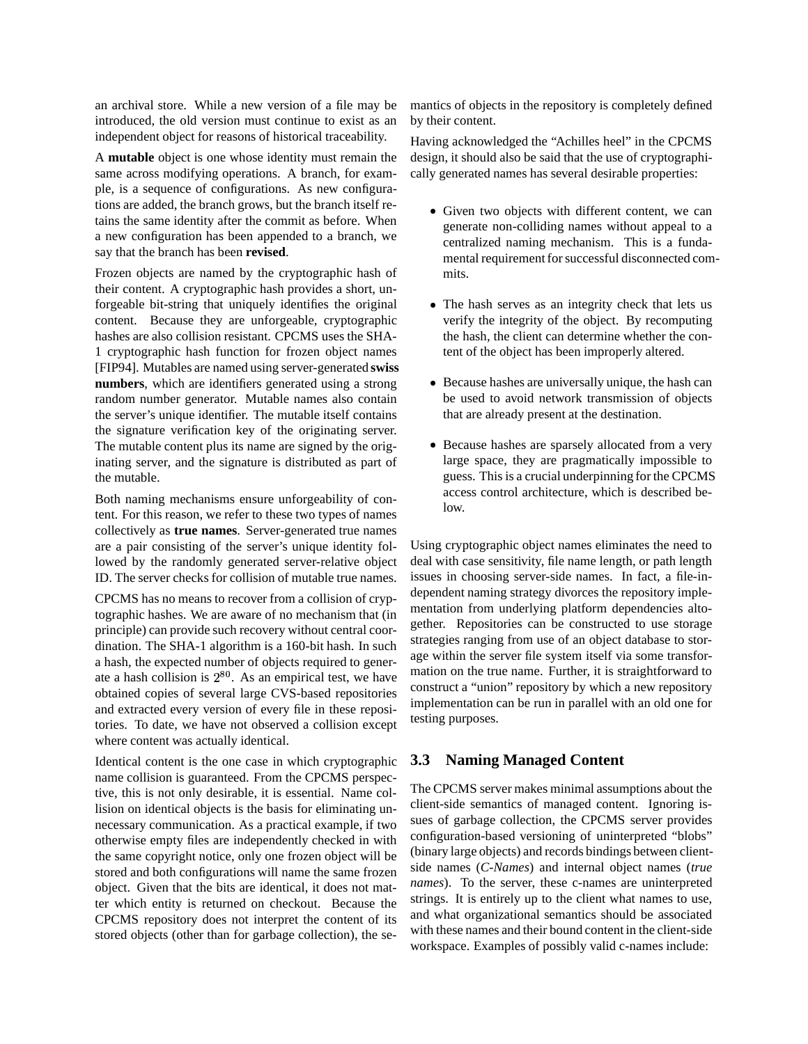an archival store. While a new version of a file may be introduced, the old version must continue to exist as an independent object for reasons of historical traceability.

A **mutable** object is one whose identity must remain the same across modifying operations. A branch, for example, is a sequence of configurations. As new configurations are added, the branch grows, but the branch itself retains the same identity after the commit as before. When a new configuration has been appended to a branch, we say that the branch has been **revised**.

Frozen objects are named by the cryptographic hash of their content. A cryptographic hash provides a short, unforgeable bit-string that uniquely identifies the original content. Because they are unforgeable, cryptographic hashes are also collision resistant. CPCMS uses the SHA-1 cryptographic hash function for frozen object names [FIP94]. Mutables are named using server-generated **swiss numbers**, which are identifiers generated using a strong random number generator. Mutable names also contain the server's unique identifier. The mutable itself contains the signature verification key of the originating server. The mutable content plus its name are signed by the originating server, and the signature is distributed as part of the mutable.

Both naming mechanisms ensure unforgeability of content. For this reason, we refer to these two types of names collectively as **true names**. Server-generated true names are a pair consisting of the server's unique identity followed by the randomly generated server-relative object ID. The server checks for collision of mutable true names.

CPCMS has no means to recover from a collision of cryptographic hashes. We are aware of no mechanism that (in principle) can provide such recovery without central coordination. The SHA-1 algorithm is a 160-bit hash. In such a hash, the expected number of objects required to generate a hash collision is $2^{80}$. As an empirical test, we have obtained copies of several large CVS-based repositories and extracted every version of every file in these repositories. To date, we have not observed a collision except where content was actually identical.

Identical content is the one case in which cryptographic name collision is guaranteed. From the CPCMS perspective, this is not only desirable, it is essential. Name collision on identical objects is the basis for eliminating unnecessary communication. As a practical example, if two otherwise empty files are independently checked in with the same copyright notice, only one frozen object will be stored and both configurations will name the same frozen object. Given that the bits are identical, it does not matter which entity is returned on checkout. Because the CPCMS repository does not interpret the content of its stored objects (other than for garbage collection), the semantics of objects in the repository is completely defined by their content.

Having acknowledged the "Achilles heel" in the CPCMS design, it should also be said that the use of cryptographically generated names has several desirable properties:

- Given two objects with different content, we can generate non-colliding names without appeal to a centralized naming mechanism. This is a fundamental requirement for successful disconnected commits.
- The hash serves as an integrity check that lets us verify the integrity of the object. By recomputing the hash, the client can determine whether the content of the object has been improperly altered.
- Because hashes are universally unique, the hash can be used to avoid network transmission of objects that are already present at the destination.
- Because hashes are sparsely allocated from a very large space, they are pragmatically impossible to guess. This is a crucial underpinning for the CPCMS access control architecture, which is described below.

Using cryptographic object names eliminates the need to deal with case sensitivity, file name length, or path length issues in choosing server-side names. In fact, a file-independent naming strategy divorces the repository implementation from underlying platform dependencies altogether. Repositories can be constructed to use storage strategies ranging from use of an object database to storage within the server file system itself via some transformation on the true name. Further, it is straightforward to construct a "union" repository by which a new repository implementation can be run in parallel with an old one for testing purposes.

### 3.3 Naming Managed Content

The CPCMS server makes minimal assumptions about the client-side semantics of managed content. Ignoring issues of garbage collection, the CPCMS server provides configuration-based versioning of uninterpreted "blobs" (binary large objects) and records bindings between client-side names (*C-Names*) and internal object names (*true names*). To the server, these c-names are uninterpreted strings. It is entirely up to the client what names to use, and what organizational semantics should be associated with these names and their bound content in the client-side workspace. Examples of possibly valid c-names include: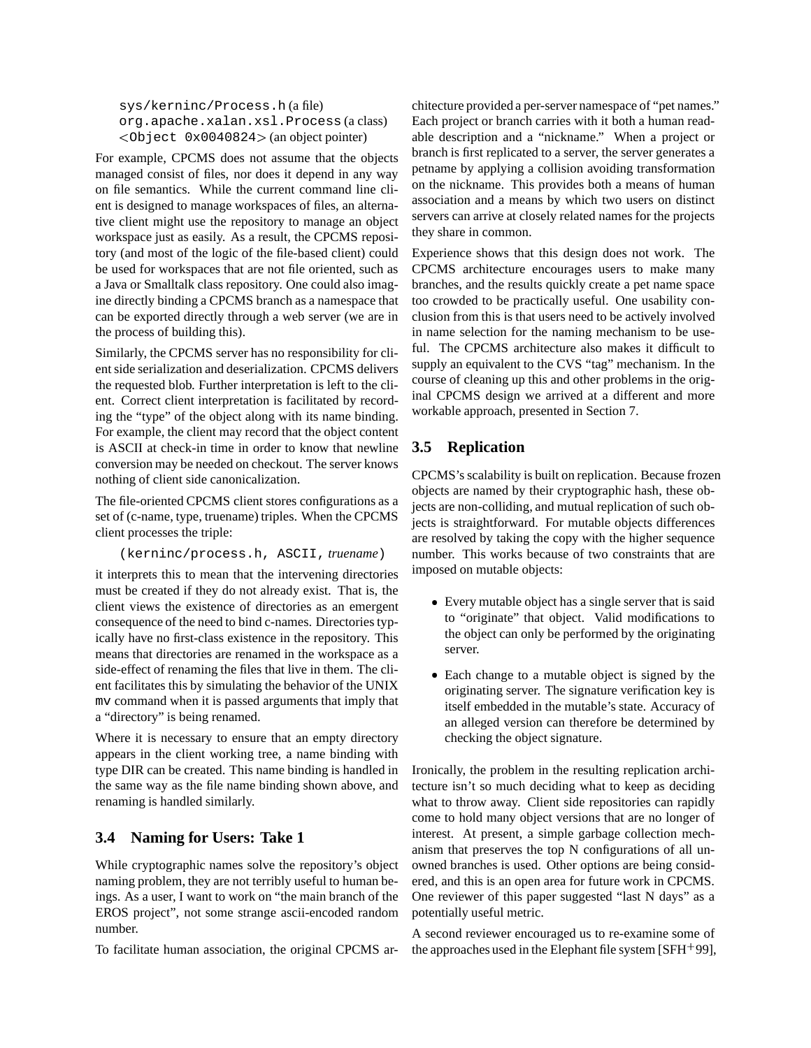`sys/kerninc/Process.h` (a file)
`org.apache.xalan.xsl.Process` (a class)
`<Object 0x0040824>` (an object pointer)

For example, CPCMS does not assume that the objects managed consist of files, nor does it depend in any way on file semantics. While the current command line client is designed to manage workspaces of files, an alternative client might use the repository to manage an object workspace just as easily. As a result, the CPCMS repository (and most of the logic of the file-based client) could be used for workspaces that are not file oriented, such as a Java or Smalltalk class repository. One could also imagine directly binding a CPCMS branch as a namespace that can be exported directly through a web server (we are in the process of building this).

Similarly, the CPCMS server has no responsibility for client side serialization and deserialization. CPCMS delivers the requested blob. Further interpretation is left to the client. Correct client interpretation is facilitated by recording the "type" of the object along with its name binding. For example, the client may record that the object content is ASCII at check-in time in order to know that newline conversion may be needed on checkout. The server knows nothing of client side canonicalization.

The file-oriented CPCMS client stores configurations as a set of (c-name, type, truename) triples. When the CPCMS client processes the triple:

`(kerninc/process.h, ASCII,` *truename*`)`

it interprets this to mean that the intervening directories must be created if they do not already exist. That is, the client views the existence of directories as an emergent consequence of the need to bind c-names. Directories typically have no first-class existence in the repository. This means that directories are renamed in the workspace as a side-effect of renaming the files that live in them. The client facilitates this by simulating the behavior of the UNIX `mv` command when it is passed arguments that imply that a "directory" is being renamed.

Where it is necessary to ensure that an empty directory appears in the client working tree, a name binding with type DIR can be created. This name binding is handled in the same way as the file name binding shown above, and renaming is handled similarly.

### 3.4 Naming for Users: Take 1

While cryptographic names solve the repository's object naming problem, they are not terribly useful to human beings. As a user, I want to work on "the main branch of the EROS project", not some strange ascii-encoded random number.

To facilitate human association, the original CPCMS architecture provided a per-server namespace of "pet names." Each project or branch carries with it both a human readable description and a "nickname." When a project or branch is first replicated to a server, the server generates a petname by applying a collision avoiding transformation on the nickname. This provides both a means of human association and a means by which two users on distinct servers can arrive at closely related names for the projects they share in common.

Experience shows that this design does not work. The CPCMS architecture encourages users to make many branches, and the results quickly create a pet name space too crowded to be practically useful. One usability conclusion from this is that users need to be actively involved in name selection for the naming mechanism to be useful. The CPCMS architecture also makes it difficult to supply an equivalent to the CVS "tag" mechanism. In the course of cleaning up this and other problems in the original CPCMS design we arrived at a different and more workable approach, presented in Section 7.

### 3.5 Replication

CPCMS's scalability is built on replication. Because frozen objects are named by their cryptographic hash, these objects are non-colliding, and mutual replication of such objects is straightforward. For mutable objects differences are resolved by taking the copy with the higher sequence number. This works because of two constraints that are imposed on mutable objects:

- Every mutable object has a single server that is said to "originate" that object. Valid modifications to the object can only be performed by the originating server.
- Each change to a mutable object is signed by the originating server. The signature verification key is itself embedded in the mutable's state. Accuracy of an alleged version can therefore be determined by checking the object signature.

Ironically, the problem in the resulting replication architecture isn't so much deciding what to keep as deciding what to throw away. Client side repositories can rapidly come to hold many object versions that are no longer of interest. At present, a simple garbage collection mechanism that preserves the top N configurations of all unowned branches is used. Other options are being considered, and this is an open area for future work in CPCMS. One reviewer of this paper suggested "last N days" as a potentially useful metric.

A second reviewer encouraged us to re-examine some of the approaches used in the Elephant file system [SFH+99],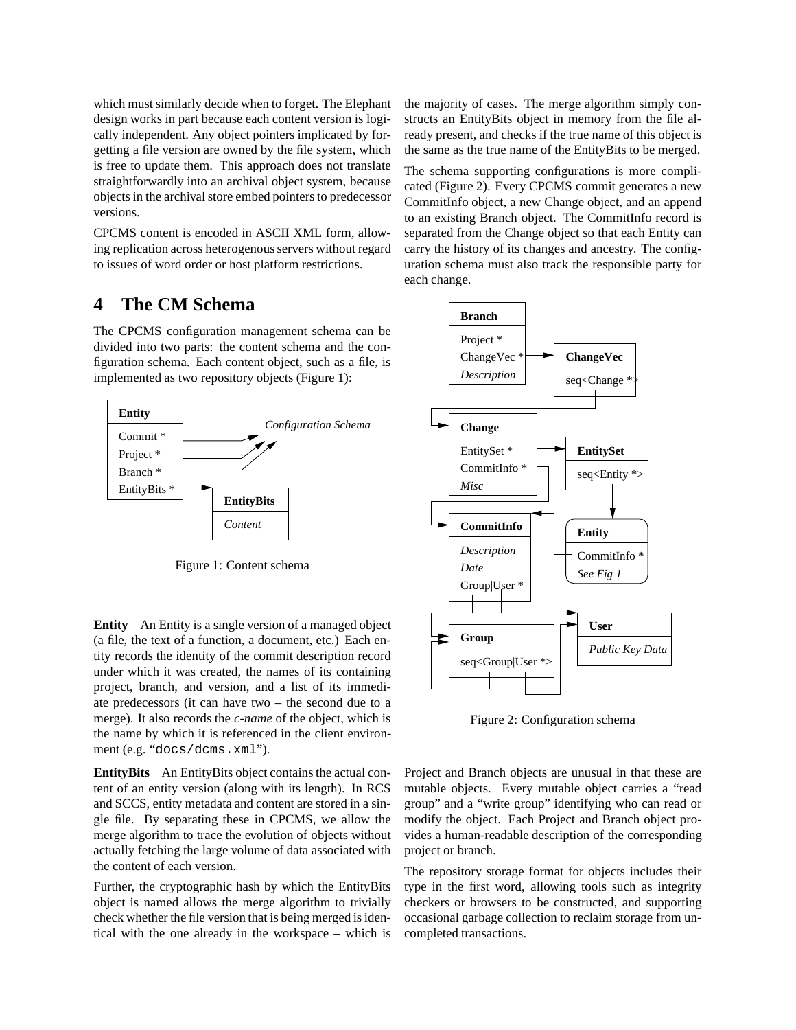which must similarly decide when to forget. The Elephant design works in part because each content version is logically independent. Any object pointers implicated by forgetting a file version are owned by the file system, which is free to update them. This approach does not translate straightforwardly into an archival object system, because objects in the archival store embed pointers to predecessor versions.

CPCMS content is encoded in ASCII XML form, allowing replication across heterogenous servers without regard to issues of word order or host platform restrictions.

# 4 The CM Schema

The CPCMS configuration management schema can be divided into two parts: the content schema and the configuration schema. Each content object, such as a file, is implemented as two repository objects (Figure 1):

Figure 1: Content schema

**Entity** An Entity is a single version of a managed object (a file, the text of a function, a document, etc.) Each entity records the identity of the commit description record under which it was created, the names of its containing project, branch, and version, and a list of its immediate predecessors (it can have two – the second due to a merge). It also records the *c-name* of the object, which is the name by which it is referenced in the client environment (e.g. "`docs/dcms.xml`").

**EntityBits** An EntityBits object contains the actual content of an entity version (along with its length). In RCS and SCCS, entity metadata and content are stored in a single file. By separating these in CPCMS, we allow the merge algorithm to trace the evolution of objects without actually fetching the large volume of data associated with the content of each version.

Further, the cryptographic hash by which the EntityBits object is named allows the merge algorithm to trivially check whether the file version that is being merged is identical with the one already in the workspace – which is the majority of cases. The merge algorithm simply constructs an EntityBits object in memory from the file already present, and checks if the true name of this object is the same as the true name of the EntityBits to be merged.

The schema supporting configurations is more complicated (Figure 2). Every CPCMS commit generates a new CommitInfo object, a new Change object, and an append to an existing Branch object. The CommitInfo record is separated from the Change object so that each Entity can carry the history of its changes and ancestry. The configuration schema must also track the responsible party for each change.

Figure 2: Configuration schema

Project and Branch objects are unusual in that these are mutable objects. Every mutable object carries a "read group" and a "write group" identifying who can read or modify the object. Each Project and Branch object provides a human-readable description of the corresponding project or branch.

The repository storage format for objects includes their type in the first word, allowing tools such as integrity checkers or browsers to be constructed, and supporting occasional garbage collection to reclaim storage from uncompleted transactions.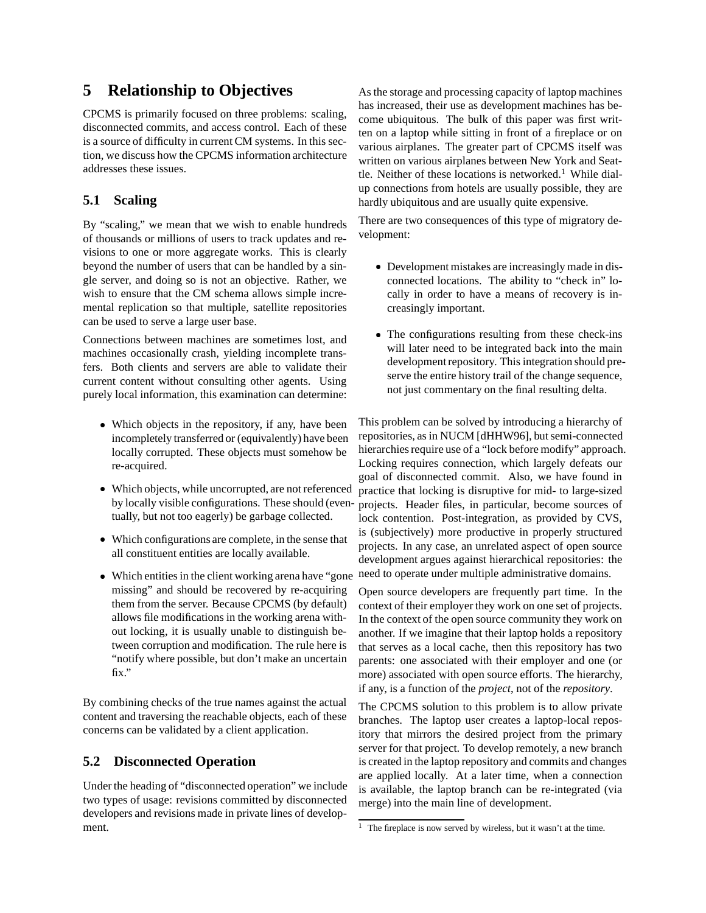## 5 Relationship to Objectives

CPCMS is primarily focused on three problems: scaling, disconnected commits, and access control. Each of these is a source of difficulty in current CM systems. In this section, we discuss how the CPCMS information architecture addresses these issues.

### 5.1 Scaling

By "scaling," we mean that we wish to enable hundreds of thousands or millions of users to track updates and revisions to one or more aggregate works. This is clearly beyond the number of users that can be handled by a single server, and doing so is not an objective. Rather, we wish to ensure that the CM schema allows simple incremental replication so that multiple, satellite repositories can be used to serve a large user base.

Connections between machines are sometimes lost, and machines occasionally crash, yielding incomplete transfers. Both clients and servers are able to validate their current content without consulting other agents. Using purely local information, this examination can determine:

- Which objects in the repository, if any, have been incompletely transferred or (equivalently) have been locally corrupted. These objects must somehow be re-acquired.
- Which objects, while uncorrupted, are not referenced by locally visible configurations. These should (eventually, but not too eagerly) be garbage collected.
- Which configurations are complete, in the sense that all constituent entities are locally available.
- Which entities in the client working arena have "gone missing" and should be recovered by re-acquiring them from the server. Because CPCMS (by default) allows file modifications in the working arena without locking, it is usually unable to distinguish between corruption and modification. The rule here is "notify where possible, but don't make an uncertain fix."

By combining checks of the true names against the actual content and traversing the reachable objects, each of these concerns can be validated by a client application.

### 5.2 Disconnected Operation

Under the heading of "disconnected operation" we include two types of usage: revisions committed by disconnected developers and revisions made in private lines of development.

As the storage and processing capacity of laptop machines has increased, their use as development machines has become ubiquitous. The bulk of this paper was first written on a laptop while sitting in front of a fireplace or on various airplanes. The greater part of CPCMS itself was written on various airplanes between New York and Seattle. Neither of these locations is networked.[1] While dial-up connections from hotels are usually possible, they are hardly ubiquitous and are usually quite expensive.

There are two consequences of this type of migratory development:

- Development mistakes are increasingly made in disconnected locations. The ability to "check in" locally in order to have a means of recovery is increasingly important.
- The configurations resulting from these check-ins will later need to be integrated back into the main development repository. This integration should preserve the entire history trail of the change sequence, not just commentary on the final resulting delta.

This problem can be solved by introducing a hierarchy of repositories, as in NUCM [dHHW96], but semi-connected hierarchies require use of a "lock before modify" approach. Locking requires connection, which largely defeats our goal of disconnected commit. Also, we have found in practice that locking is disruptive for mid- to large-sized projects. Header files, in particular, become sources of lock contention. Post-integration, as provided by CVS, is (subjectively) more productive in properly structured projects. In any case, an unrelated aspect of open source development argues against hierarchical repositories: the need to operate under multiple administrative domains.

Open source developers are frequently part time. In the context of their employer they work on one set of projects. In the context of the open source community they work on another. If we imagine that their laptop holds a repository that serves as a local cache, then this repository has two parents: one associated with their employer and one (or more) associated with open source efforts. The hierarchy, if any, is a function of the *project*, not of the *repository*.

The CPCMS solution to this problem is to allow private branches. The laptop user creates a laptop-local repository that mirrors the desired project from the primary server for that project. To develop remotely, a new branch is created in the laptop repository and commits and changes are applied locally. At a later time, when a connection is available, the laptop branch can be re-integrated (via merge) into the main line of development.

[1] The fireplace is now served by wireless, but it wasn't at the time.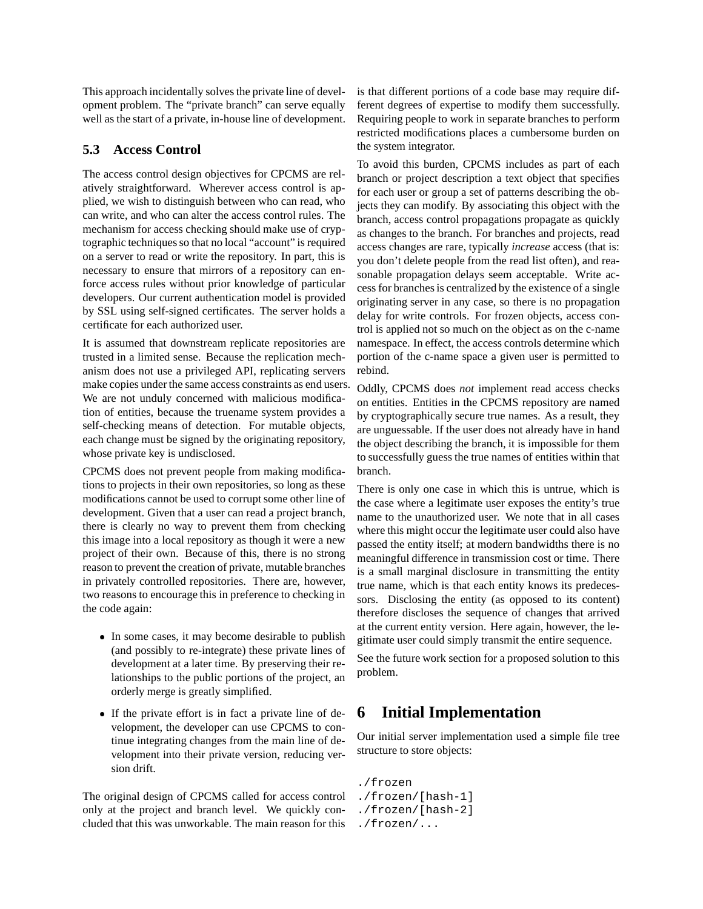This approach incidentally solves the private line of development problem. The "private branch" can serve equally well as the start of a private, in-house line of development.

### 5.3 Access Control

The access control design objectives for CPCMS are relatively straightforward. Wherever access control is applied, we wish to distinguish between who can read, who can write, and who can alter the access control rules. The mechanism for access checking should make use of cryptographic techniques so that no local "account" is required on a server to read or write the repository. In part, this is necessary to ensure that mirrors of a repository can enforce access rules without prior knowledge of particular developers. Our current authentication model is provided by SSL using self-signed certificates. The server holds a certificate for each authorized user.

It is assumed that downstream replicate repositories are trusted in a limited sense. Because the replication mechanism does not use a privileged API, replicating servers make copies under the same access constraints as end users. We are not unduly concerned with malicious modification of entities, because the truename system provides a self-checking means of detection. For mutable objects, each change must be signed by the originating repository, whose private key is undisclosed.

CPCMS does not prevent people from making modifications to projects in their own repositories, so long as these modifications cannot be used to corrupt some other line of development. Given that a user can read a project branch, there is clearly no way to prevent them from checking this image into a local repository as though it were a new project of their own. Because of this, there is no strong reason to prevent the creation of private, mutable branches in privately controlled repositories. There are, however, two reasons to encourage this in preference to checking in the code again:

- In some cases, it may become desirable to publish (and possibly to re-integrate) these private lines of development at a later time. By preserving their relationships to the public portions of the project, an orderly merge is greatly simplified.
- If the private effort is in fact a private line of development, the developer can use CPCMS to continue integrating changes from the main line of development into their private version, reducing version drift.

The original design of CPCMS called for access control only at the project and branch level. We quickly concluded that this was unworkable. The main reason for this is that different portions of a code base may require different degrees of expertise to modify them successfully. Requiring people to work in separate branches to perform restricted modifications places a cumbersome burden on the system integrator.

To avoid this burden, CPCMS includes as part of each branch or project description a text object that specifies for each user or group a set of patterns describing the objects they can modify. By associating this object with the branch, access control propagations propagate as quickly as changes to the branch. For branches and projects, read access changes are rare, typically *increase* access (that is: you don't delete people from the read list often), and reasonable propagation delays seem acceptable. Write access for branches is centralized by the existence of a single originating server in any case, so there is no propagation delay for write controls. For frozen objects, access control is applied not so much on the object as on the c-name namespace. In effect, the access controls determine which portion of the c-name space a given user is permitted to rebind.

Oddly, CPCMS does *not* implement read access checks on entities. Entities in the CPCMS repository are named by cryptographically secure true names. As a result, they are unguessable. If the user does not already have in hand the object describing the branch, it is impossible for them to successfully guess the true names of entities within that branch.

There is only one case in which this is untrue, which is the case where a legitimate user exposes the entity's true name to the unauthorized user. We note that in all cases where this might occur the legitimate user could also have passed the entity itself; at modern bandwidths there is no meaningful difference in transmission cost or time. There is a small marginal disclosure in transmitting the entity true name, which is that each entity knows its predecessors. Disclosing the entity (as opposed to its content) therefore discloses the sequence of changes that arrived at the current entity version. Here again, however, the legitimate user could simply transmit the entire sequence.

See the future work section for a proposed solution to this problem.

# 6 Initial Implementation

Our initial server implementation used a simple file tree structure to store objects:

```
./frozen
./frozen/[hash-1]
./frozen/[hash-2]
./frozen/...
```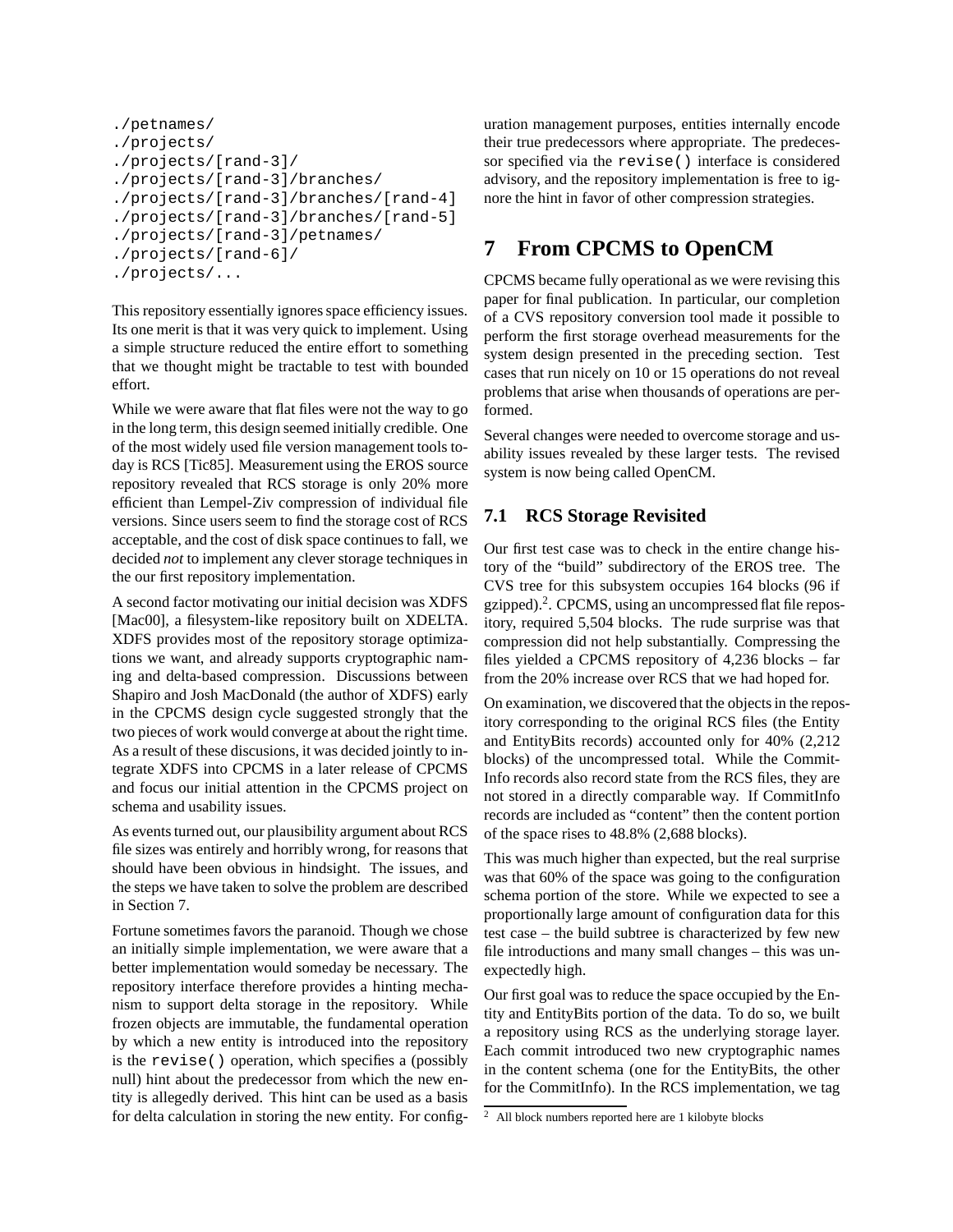```
./petnames/
./projects/
./projects/[rand-3]/
./projects/[rand-3]/branches/
./projects/[rand-3]/branches/[rand-4]
./projects/[rand-3]/branches/[rand-5]
./projects/[rand-3]/petnames/
./projects/[rand-6]/
./projects/...
```

This repository essentially ignores space efficiency issues. Its one merit is that it was very quick to implement. Using a simple structure reduced the entire effort to something that we thought might be tractable to test with bounded effort.

While we were aware that flat files were not the way to go in the long term, this design seemed initially credible. One of the most widely used file version management tools today is RCS [Tic85]. Measurement using the EROS source repository revealed that RCS storage is only 20% more efficient than Lempel-Ziv compression of individual file versions. Since users seem to find the storage cost of RCS acceptable, and the cost of disk space continues to fall, we decided *not* to implement any clever storage techniques in the our first repository implementation.

A second factor motivating our initial decision was XDFS [Mac00], a filesystem-like repository built on XDELTA. XDFS provides most of the repository storage optimizations we want, and already supports cryptographic naming and delta-based compression. Discussions between Shapiro and Josh MacDonald (the author of XDFS) early in the CPCMS design cycle suggested strongly that the two pieces of work would converge at about the right time. As a result of these discusions, it was decided jointly to integrate XDFS into CPCMS in a later release of CPCMS and focus our initial attention in the CPCMS project on schema and usability issues.

As events turned out, our plausibility argument about RCS file sizes was entirely and horribly wrong, for reasons that should have been obvious in hindsight. The issues, and the steps we have taken to solve the problem are described in Section 7.

Fortune sometimes favors the paranoid. Though we chose an initially simple implementation, we were aware that a better implementation would someday be necessary. The repository interface therefore provides a hinting mechanism to support delta storage in the repository. While frozen objects are immutable, the fundamental operation by which a new entity is introduced into the repository is the `revise()` operation, which specifies a (possibly null) hint about the predecessor from which the new entity is allegedly derived. This hint can be used as a basis for delta calculation in storing the new entity. For configuration management purposes, entities internally encode their true predecessors where appropriate. The predecessor specified via the `revise()` interface is considered advisory, and the repository implementation is free to ignore the hint in favor of other compression strategies.

# 7 From CPCMS to OpenCM

CPCMS became fully operational as we were revising this paper for final publication. In particular, our completion of a CVS repository conversion tool made it possible to perform the first storage overhead measurements for the system design presented in the preceding section. Test cases that run nicely on 10 or 15 operations do not reveal problems that arise when thousands of operations are performed.

Several changes were needed to overcome storage and usability issues revealed by these larger tests. The revised system is now being called OpenCM.

## 7.1 RCS Storage Revisited

Our first test case was to check in the entire change history of the "build" subdirectory of the EROS tree. The CVS tree for this subsystem occupies 164 blocks (96 if gzipped).[2]. CPCMS, using an uncompressed flat file repository, required 5,504 blocks. The rude surprise was that compression did not help substantially. Compressing the files yielded a CPCMS repository of 4,236 blocks – far from the 20% increase over RCS that we had hoped for.

On examination, we discovered that the objects in the repository corresponding to the original RCS files (the Entity and EntityBits records) accounted only for 40% (2,212 blocks) of the uncompressed total. While the CommitInfo records also record state from the RCS files, they are not stored in a directly comparable way. If CommitInfo records are included as "content" then the content portion of the space rises to 48.8% (2,688 blocks).

This was much higher than expected, but the real surprise was that 60% of the space was going to the configuration schema portion of the store. While we expected to see a proportionally large amount of configuration data for this test case – the build subtree is characterized by few new file introductions and many small changes – this was unexpectedly high.

Our first goal was to reduce the space occupied by the Entity and EntityBits portion of the data. To do so, we built a repository using RCS as the underlying storage layer. Each commit introduced two new cryptographic names in the content schema (one for the EntityBits, the other for the CommitInfo). In the RCS implementation, we tag

[2] All block numbers reported here are 1 kilobyte blocks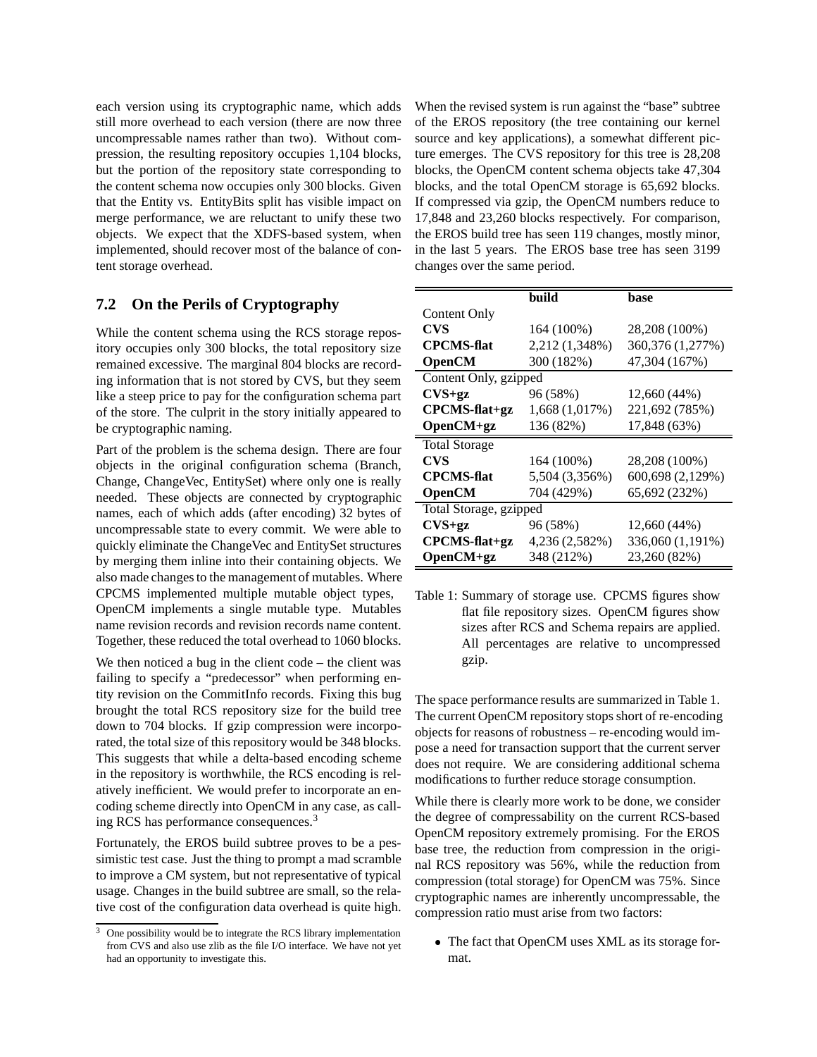each version using its cryptographic name, which adds still more overhead to each version (there are now three uncompressable names rather than two). Without compression, the resulting repository occupies 1,104 blocks, but the portion of the repository state corresponding to the content schema now occupies only 300 blocks. Given that the Entity vs. EntityBits split has visible impact on merge performance, we are reluctant to unify these two objects. We expect that the XDFS-based system, when implemented, should recover most of the balance of content storage overhead.

## 7.2 On the Perils of Cryptography

While the content schema using the RCS storage repository occupies only 300 blocks, the total repository size remained excessive. The marginal 804 blocks are recording information that is not stored by CVS, but they seem like a steep price to pay for the configuration schema part of the store. The culprit in the story initially appeared to be cryptographic naming.

Part of the problem is the schema design. There are four objects in the original configuration schema (Branch, Change, ChangeVec, EntitySet) where only one is really needed. These objects are connected by cryptographic names, each of which adds (after encoding) 32 bytes of uncompressable state to every commit. We were able to quickly eliminate the ChangeVec and EntitySet structures by merging them inline into their containing objects. We also made changes to the management of mutables. Where CPCMS implemented multiple mutable object types, OpenCM implements a single mutable type. Mutables name revision records and revision records name content. Together, these reduced the total overhead to 1060 blocks.

We then noticed a bug in the client code – the client was failing to specify a "predecessor" when performing entity revision on the CommitInfo records. Fixing this bug brought the total RCS repository size for the build tree down to 704 blocks. If gzip compression were incorporated, the total size of this repository would be 348 blocks. This suggests that while a delta-based encoding scheme in the repository is worthwhile, the RCS encoding is relatively inefficient. We would prefer to incorporate an encoding scheme directly into OpenCM in any case, as calling RCS has performance consequences.[3]

Fortunately, the EROS build subtree proves to be a pessimistic test case. Just the thing to prompt a mad scramble to improve a CM system, but not representative of typical usage. Changes in the build subtree are small, so the relative cost of the configuration data overhead is quite high.

[3] One possibility would be to integrate the RCS library implementation from CVS and also use zlib as the file I/O interface. We have not yet had an opportunity to investigate this.

When the revised system is run against the "base" subtree of the EROS repository (the tree containing our kernel source and key applications), a somewhat different picture emerges. The CVS repository for this tree is 28,208 blocks, the OpenCM content schema objects take 47,304 blocks, and the total OpenCM storage is 65,692 blocks. If compressed via gzip, the OpenCM numbers reduce to 17,848 and 23,260 blocks respectively. For comparison, the EROS build tree has seen 119 changes, mostly minor, in the last 5 years. The EROS base tree has seen 3199 changes over the same period.

| | **build** | **base** |
|---|---|---|
| Content Only | | |
| **CVS** | 164 (100%) | 28,208 (100%) |
| **CPCMS-flat** | 2,212 (1,348%) | 360,376 (1,277%) |
| **OpenCM** | 300 (182%) | 47,304 (167%) |
| Content Only, gzipped | | |
| **CVS+gz** | 96 (58%) | 12,660 (44%) |
| **CPCMS-flat+gz** | 1,668 (1,017%) | 221,692 (785%) |
| **OpenCM+gz** | 136 (82%) | 17,848 (63%) |
| Total Storage | | |
| **CVS** | 164 (100%) | 28,208 (100%) |
| **CPCMS-flat** | 5,504 (3,356%) | 600,698 (2,129%) |
| **OpenCM** | 704 (429%) | 65,692 (232%) |
| Total Storage, gzipped | | |
| **CVS+gz** | 96 (58%) | 12,660 (44%) |
| **CPCMS-flat+gz** | 4,236 (2,582%) | 336,060 (1,191%) |
| **OpenCM+gz** | 348 (212%) | 23,260 (82%) |

Table 1: Summary of storage use. CPCMS figures show flat file repository sizes. OpenCM figures show sizes after RCS and Schema repairs are applied. All percentages are relative to uncompressed gzip.

The space performance results are summarized in Table 1. The current OpenCM repository stops short of re-encoding objects for reasons of robustness – re-encoding would impose a need for transaction support that the current server does not require. We are considering additional schema modifications to further reduce storage consumption.

While there is clearly more work to be done, we consider the degree of compressability on the current RCS-based OpenCM repository extremely promising. For the EROS base tree, the reduction from compression in the original RCS repository was 56%, while the reduction from compression (total storage) for OpenCM was 75%. Since cryptographic names are inherently uncompressable, the compression ratio must arise from two factors:

- The fact that OpenCM uses XML as its storage format.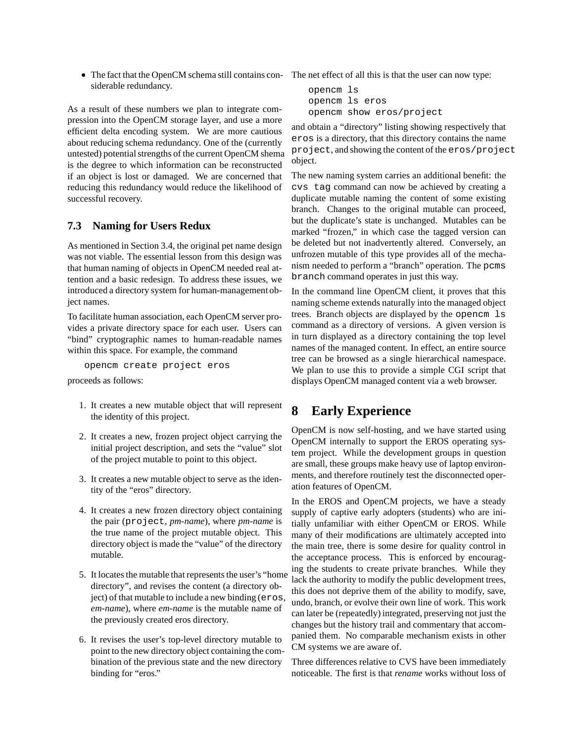- The fact that the OpenCM schema still contains considerable redundancy.

As a result of these numbers we plan to integrate compression into the OpenCM storage layer, and use a more efficient delta encoding system. We are more cautious about reducing schema redundancy. One of the (currently untested) potential strengths of the current OpenCM shema is the degree to which information can be reconstructed if an object is lost or damaged. We are concerned that reducing this redundancy would reduce the likelihood of successful recovery.

### 7.3 Naming for Users Redux

As mentioned in Section 3.4, the original pet name design was not viable. The essential lesson from this design was that human naming of objects in OpenCM needed real attention and a basic redesign. To address these issues, we introduced a directory system for human-management object names.

To facilitate human association, each OpenCM server provides a private directory space for each user. Users can "bind" cryptographic names to human-readable names within this space. For example, the command

```
opencm create project eros
```

proceeds as follows:

1. It creates a new mutable object that will represent the identity of this project.
2. It creates a new, frozen project object carrying the initial project description, and sets the "value" slot of the project mutable to point to this object.
3. It creates a new mutable object to serve as the identity of the "eros" directory.
4. It creates a new frozen directory object containing the pair (`project`, *pm-name*), where *pm-name* is the true name of the project mutable object. This directory object is made the "value" of the directory mutable.
5. It locates the mutable that represents the user's "home directory", and revises the content (a directory object) of that mutable to include a new binding (`eros`, *em-name*), where *em-name* is the mutable name of the previously created eros directory.
6. It revises the user's top-level directory mutable to point to the new directory object containing the combination of the previous state and the new directory binding for "eros."

The net effect of all this is that the user can now type:

```
opencm ls
opencm ls eros
opencm show eros/project
```

and obtain a "directory" listing showing respectively that `eros` is a directory, that this directory contains the name `project`, and showing the content of the `eros/project` object.

The new naming system carries an additional benefit: the `cvs tag` command can now be achieved by creating a duplicate mutable naming the content of some existing branch. Changes to the original mutable can proceed, but the duplicate's state is unchanged. Mutables can be marked "frozen," in which case the tagged version can be deleted but not inadvertently altered. Conversely, an unfrozen mutable of this type provides all of the mechanism needed to perform a "branch" operation. The `pcms branch` command operates in just this way.

In the command line OpenCM client, it proves that this naming scheme extends naturally into the managed object trees. Branch objects are displayed by the `opencm ls` command as a directory of versions. A given version is in turn displayed as a directory containing the top level names of the managed content. In effect, an entire source tree can be browsed as a single hierarchical namespace. We plan to use this to provide a simple CGI script that displays OpenCM managed content via a web browser.

## 8 Early Experience

OpenCM is now self-hosting, and we have started using OpenCM internally to support the EROS operating system project. While the development groups in question are small, these groups make heavy use of laptop environments, and therefore routinely test the disconnected operation features of OpenCM.

In the EROS and OpenCM projects, we have a steady supply of captive early adopters (students) who are initially unfamiliar with either OpenCM or EROS. While many of their modifications are ultimately accepted into the main tree, there is some desire for quality control in the acceptance process. This is enforced by encouraging the students to create private branches. While they lack the authority to modify the public development trees, this does not deprive them of the ability to modify, save, undo, branch, or evolve their own line of work. This work can later be (repeatedly) integrated, preserving not just the changes but the history trail and commentary that accompanied them. No comparable mechanism exists in other CM systems we are aware of.

Three differences relative to CVS have been immediately noticeable. The first is that *rename* works without loss of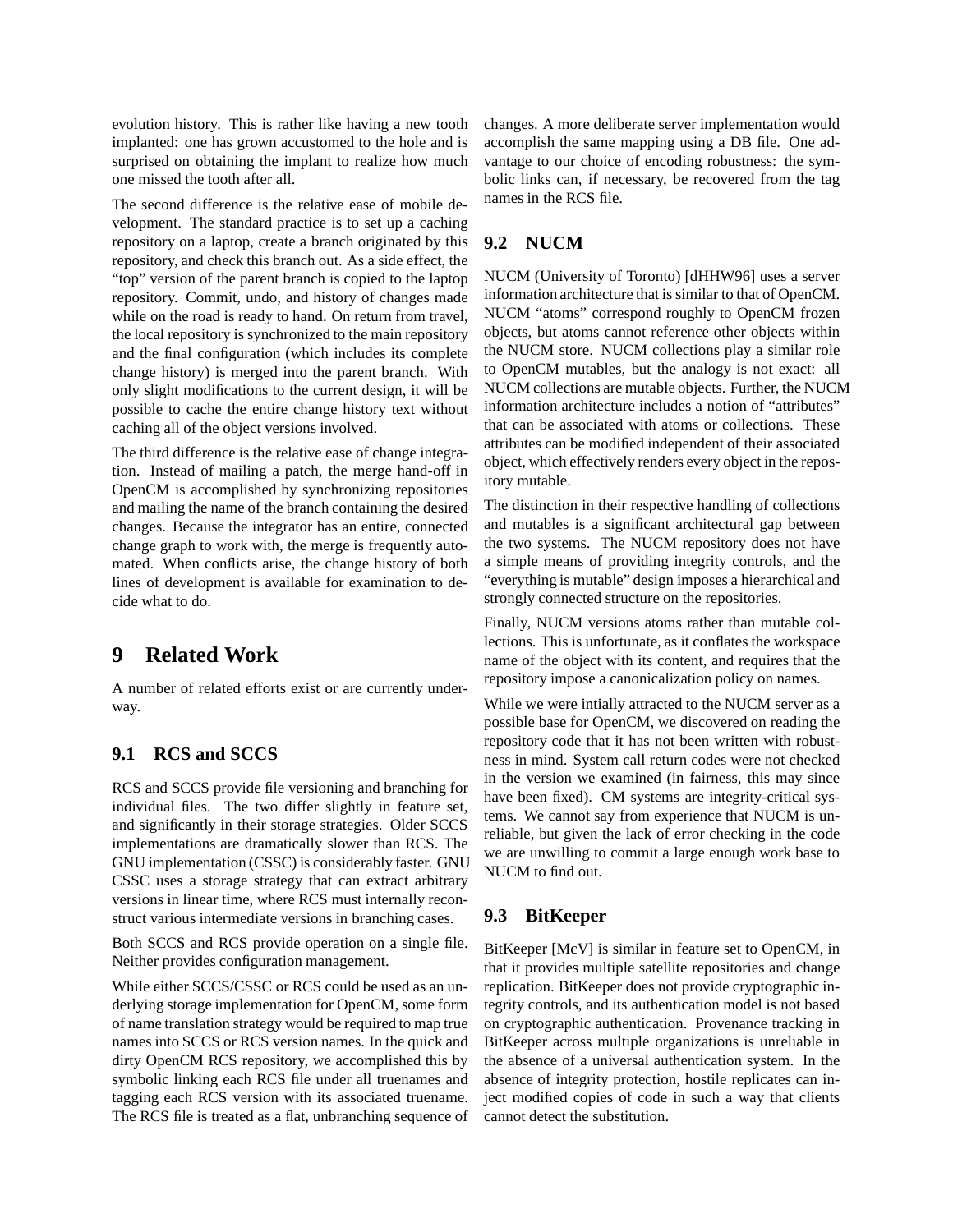evolution history. This is rather like having a new tooth implanted: one has grown accustomed to the hole and is surprised on obtaining the implant to realize how much one missed the tooth after all.

The second difference is the relative ease of mobile development. The standard practice is to set up a caching repository on a laptop, create a branch originated by this repository, and check this branch out. As a side effect, the "top" version of the parent branch is copied to the laptop repository. Commit, undo, and history of changes made while on the road is ready to hand. On return from travel, the local repository is synchronized to the main repository and the final configuration (which includes its complete change history) is merged into the parent branch. With only slight modifications to the current design, it will be possible to cache the entire change history text without caching all of the object versions involved.

The third difference is the relative ease of change integration. Instead of mailing a patch, the merge hand-off in OpenCM is accomplished by synchronizing repositories and mailing the name of the branch containing the desired changes. Because the integrator has an entire, connected change graph to work with, the merge is frequently automated. When conflicts arise, the change history of both lines of development is available for examination to decide what to do.

# 9 Related Work

A number of related efforts exist or are currently underway.

## 9.1 RCS and SCCS

RCS and SCCS provide file versioning and branching for individual files. The two differ slightly in feature set, and significantly in their storage strategies. Older SCCS implementations are dramatically slower than RCS. The GNU implementation (CSSC) is considerably faster. GNU CSSC uses a storage strategy that can extract arbitrary versions in linear time, where RCS must internally reconstruct various intermediate versions in branching cases.

Both SCCS and RCS provide operation on a single file. Neither provides configuration management.

While either SCCS/CSSC or RCS could be used as an underlying storage implementation for OpenCM, some form of name translation strategy would be required to map true names into SCCS or RCS version names. In the quick and dirty OpenCM RCS repository, we accomplished this by symbolic linking each RCS file under all truenames and tagging each RCS version with its associated truename. The RCS file is treated as a flat, unbranching sequence of changes. A more deliberate server implementation would accomplish the same mapping using a DB file. One advantage to our choice of encoding robustness: the symbolic links can, if necessary, be recovered from the tag names in the RCS file.

## 9.2 NUCM

NUCM (University of Toronto) [dHHW96] uses a server information architecture that is similar to that of OpenCM. NUCM "atoms" correspond roughly to OpenCM frozen objects, but atoms cannot reference other objects within the NUCM store. NUCM collections play a similar role to OpenCM mutables, but the analogy is not exact: all NUCM collections are mutable objects. Further, the NUCM information architecture includes a notion of "attributes" that can be associated with atoms or collections. These attributes can be modified independent of their associated object, which effectively renders every object in the repository mutable.

The distinction in their respective handling of collections and mutables is a significant architectural gap between the two systems. The NUCM repository does not have a simple means of providing integrity controls, and the "everything is mutable" design imposes a hierarchical and strongly connected structure on the repositories.

Finally, NUCM versions atoms rather than mutable collections. This is unfortunate, as it conflates the workspace name of the object with its content, and requires that the repository impose a canonicalization policy on names.

While we were intially attracted to the NUCM server as a possible base for OpenCM, we discovered on reading the repository code that it has not been written with robustness in mind. System call return codes were not checked in the version we examined (in fairness, this may since have been fixed). CM systems are integrity-critical systems. We cannot say from experience that NUCM is unreliable, but given the lack of error checking in the code we are unwilling to commit a large enough work base to NUCM to find out.

## 9.3 BitKeeper

BitKeeper [McV] is similar in feature set to OpenCM, in that it provides multiple satellite repositories and change replication. BitKeeper does not provide cryptographic integrity controls, and its authentication model is not based on cryptographic authentication. Provenance tracking in BitKeeper across multiple organizations is unreliable in the absence of a universal authentication system. In the absence of integrity protection, hostile replicates can inject modified copies of code in such a way that clients cannot detect the substitution.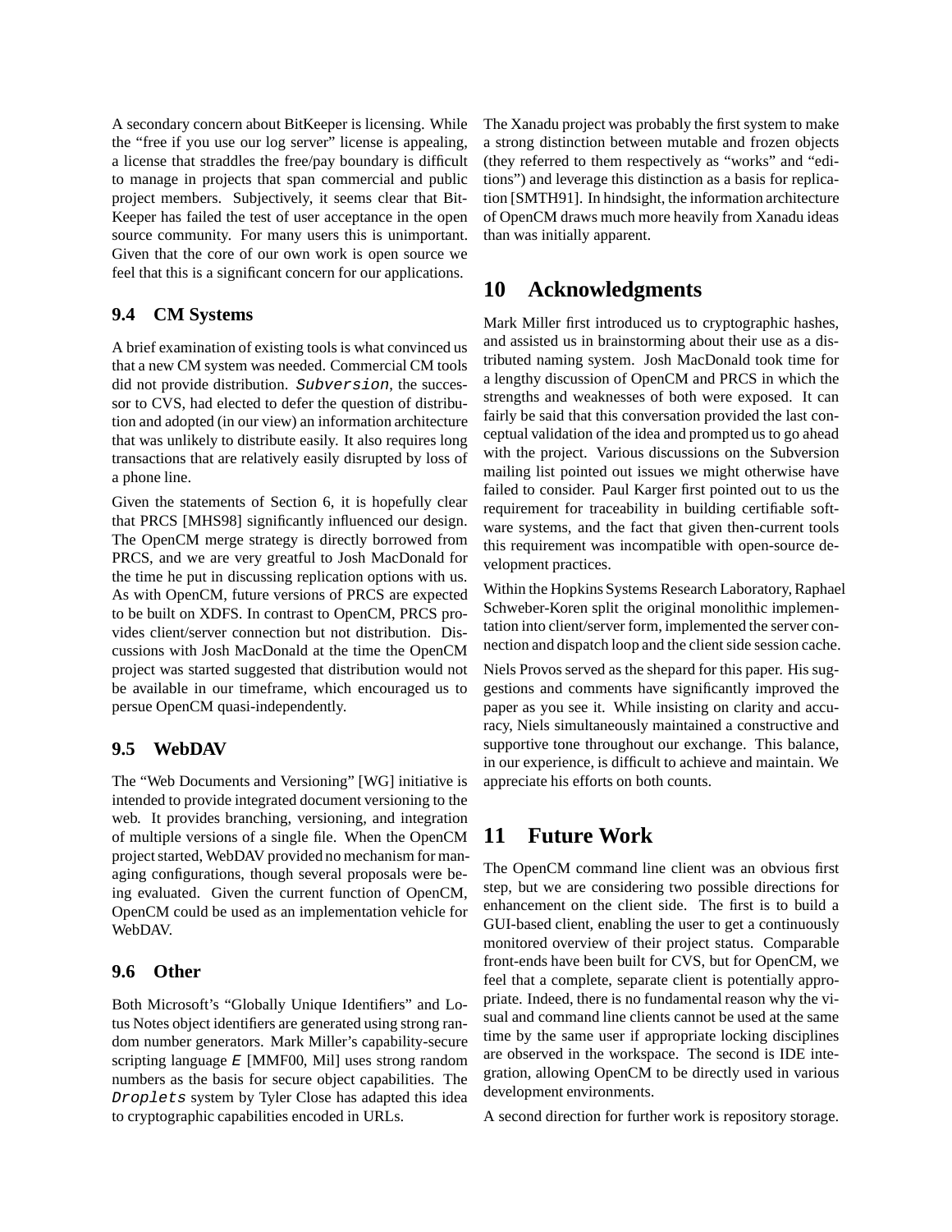A secondary concern about BitKeeper is licensing. While the "free if you use our log server" license is appealing, a license that straddles the free/pay boundary is difficult to manage in projects that span commercial and public project members. Subjectively, it seems clear that BitKeeper has failed the test of user acceptance in the open source community. For many users this is unimportant. Given that the core of our own work is open source we feel that this is a significant concern for our applications.

## 9.4 CM Systems

A brief examination of existing tools is what convinced us that a new CM system was needed. Commercial CM tools did not provide distribution. `Subversion`, the successor to CVS, had elected to defer the question of distribution and adopted (in our view) an information architecture that was unlikely to distribute easily. It also requires long transactions that are relatively easily disrupted by loss of a phone line.

Given the statements of Section 6, it is hopefully clear that PRCS [MHS98] significantly influenced our design. The OpenCM merge strategy is directly borrowed from PRCS, and we are very greatful to Josh MacDonald for the time he put in discussing replication options with us. As with OpenCM, future versions of PRCS are expected to be built on XDFS. In contrast to OpenCM, PRCS provides client/server connection but not distribution. Discussions with Josh MacDonald at the time the OpenCM project was started suggested that distribution would not be available in our timeframe, which encouraged us to persue OpenCM quasi-independently.

## 9.5 WebDAV

The "Web Documents and Versioning" [WG] initiative is intended to provide integrated document versioning to the web. It provides branching, versioning, and integration of multiple versions of a single file. When the OpenCM project started, WebDAV provided no mechanism for managing configurations, though several proposals were being evaluated. Given the current function of OpenCM, OpenCM could be used as an implementation vehicle for WebDAV.

## 9.6 Other

Both Microsoft's "Globally Unique Identifiers" and Lotus Notes object identifiers are generated using strong random number generators. Mark Miller's capability-secure scripting language `E` [MMF00, Mil] uses strong random numbers as the basis for secure object capabilities. The `Droplets` system by Tyler Close has adapted this idea to cryptographic capabilities encoded in URLs.

The Xanadu project was probably the first system to make a strong distinction between mutable and frozen objects (they referred to them respectively as "works" and "editions") and leverage this distinction as a basis for replication [SMTH91]. In hindsight, the information architecture of OpenCM draws much more heavily from Xanadu ideas than was initially apparent.

# 10 Acknowledgments

Mark Miller first introduced us to cryptographic hashes, and assisted us in brainstorming about their use as a distributed naming system. Josh MacDonald took time for a lengthy discussion of OpenCM and PRCS in which the strengths and weaknesses of both were exposed. It can fairly be said that this conversation provided the last conceptual validation of the idea and prompted us to go ahead with the project. Various discussions on the Subversion mailing list pointed out issues we might otherwise have failed to consider. Paul Karger first pointed out to us the requirement for traceability in building certifiable software systems, and the fact that given then-current tools this requirement was incompatible with open-source development practices.

Within the Hopkins Systems Research Laboratory, Raphael Schweber-Koren split the original monolithic implementation into client/server form, implemented the server connection and dispatch loop and the client side session cache.

Niels Provos served as the shepard for this paper. His suggestions and comments have significantly improved the paper as you see it. While insisting on clarity and accuracy, Niels simultaneously maintained a constructive and supportive tone throughout our exchange. This balance, in our experience, is difficult to achieve and maintain. We appreciate his efforts on both counts.

# 11 Future Work

The OpenCM command line client was an obvious first step, but we are considering two possible directions for enhancement on the client side. The first is to build a GUI-based client, enabling the user to get a continuously monitored overview of their project status. Comparable front-ends have been built for CVS, but for OpenCM, we feel that a complete, separate client is potentially appropriate. Indeed, there is no fundamental reason why the visual and command line clients cannot be used at the same time by the same user if appropriate locking disciplines are observed in the workspace. The second is IDE integration, allowing OpenCM to be directly used in various development environments.

A second direction for further work is repository storage.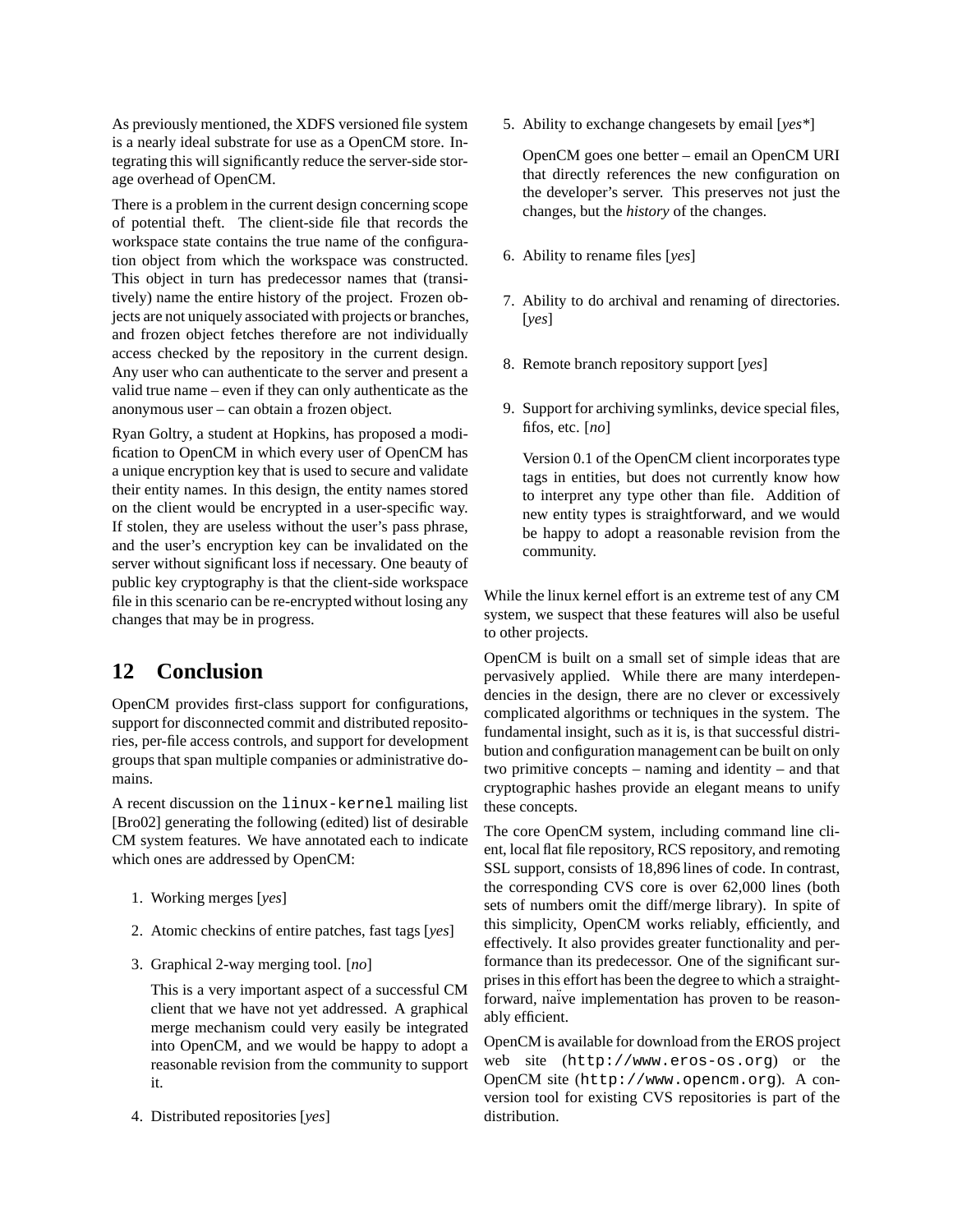As previously mentioned, the XDFS versioned file system is a nearly ideal substrate for use as a OpenCM store. Integrating this will significantly reduce the server-side storage overhead of OpenCM.

There is a problem in the current design concerning scope of potential theft. The client-side file that records the workspace state contains the true name of the configuration object from which the workspace was constructed. This object in turn has predecessor names that (transitively) name the entire history of the project. Frozen objects are not uniquely associated with projects or branches, and frozen object fetches therefore are not individually access checked by the repository in the current design. Any user who can authenticate to the server and present a valid true name – even if they can only authenticate as the anonymous user – can obtain a frozen object.

Ryan Goltry, a student at Hopkins, has proposed a modification to OpenCM in which every user of OpenCM has a unique encryption key that is used to secure and validate their entity names. In this design, the entity names stored on the client would be encrypted in a user-specific way. If stolen, they are useless without the user's pass phrase, and the user's encryption key can be invalidated on the server without significant loss if necessary. One beauty of public key cryptography is that the client-side workspace file in this scenario can be re-encrypted without losing any changes that may be in progress.

## 12 Conclusion

OpenCM provides first-class support for configurations, support for disconnected commit and distributed repositories, per-file access controls, and support for development groups that span multiple companies or administrative domains.

A recent discussion on the `linux-kernel` mailing list [Bro02] generating the following (edited) list of desirable CM system features. We have annotated each to indicate which ones are addressed by OpenCM:

1. Working merges [*yes*]
2. Atomic checkins of entire patches, fast tags [*yes*]
3. Graphical 2-way merging tool. [*no*]

   This is a very important aspect of a successful CM client that we have not yet addressed. A graphical merge mechanism could very easily be integrated into OpenCM, and we would be happy to adopt a reasonable revision from the community to support it.

4. Distributed repositories [*yes*]
5. Ability to exchange changesets by email [*yes\**]

   OpenCM goes one better – email an OpenCM URI that directly references the new configuration on the developer's server. This preserves not just the changes, but the *history* of the changes.

6. Ability to rename files [*yes*]
7. Ability to do archival and renaming of directories. [*yes*]
8. Remote branch repository support [*yes*]
9. Support for archiving symlinks, device special files, fifos, etc. [*no*]

   Version 0.1 of the OpenCM client incorporates type tags in entities, but does not currently know how to interpret any type other than file. Addition of new entity types is straightforward, and we would be happy to adopt a reasonable revision from the community.

While the linux kernel effort is an extreme test of any CM system, we suspect that these features will also be useful to other projects.

OpenCM is built on a small set of simple ideas that are pervasively applied. While there are many interdependencies in the design, there are no clever or excessively complicated algorithms or techniques in the system. The fundamental insight, such as it is, is that successful distribution and configuration management can be built on only two primitive concepts – naming and identity – and that cryptographic hashes provide an elegant means to unify these concepts.

The core OpenCM system, including command line client, local flat file repository, RCS repository, and remoting SSL support, consists of 18,896 lines of code. In contrast, the corresponding CVS core is over 62,000 lines (both sets of numbers omit the diff/merge library). In spite of this simplicity, OpenCM works reliably, efficiently, and effectively. It also provides greater functionality and performance than its predecessor. One of the significant surprises in this effort has been the degree to which a straightforward, naïve implementation has proven to be reasonably efficient.

OpenCM is available for download from the EROS project web site (`http://www.eros-os.org`) or the OpenCM site (`http://www.opencm.org`). A conversion tool for existing CVS repositories is part of the distribution.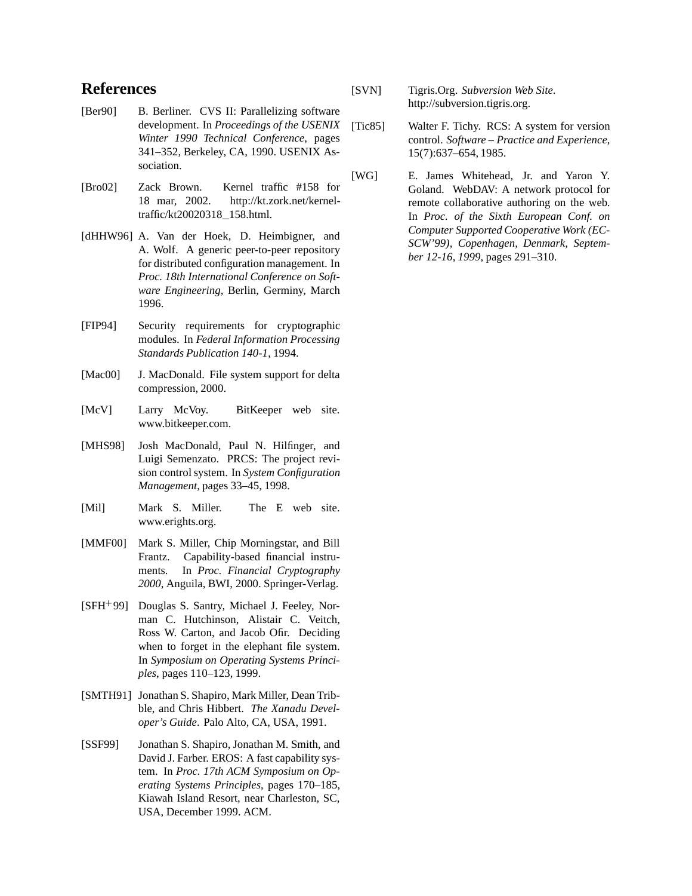## References

[Ber90] B. Berliner. CVS II: Parallelizing software development. In *Proceedings of the USENIX Winter 1990 Technical Conference*, pages 341–352, Berkeley, CA, 1990. USENIX Association.

[Bro02] Zack Brown. Kernel traffic #158 for 18 mar, 2002. http://kt.zork.net/kernel-traffic/kt20020318_158.html.

[dHHW96] A. Van der Hoek, D. Heimbigner, and A. Wolf. A generic peer-to-peer repository for distributed configuration management. In *Proc. 18th International Conference on Software Engineering*, Berlin, Germiny, March 1996.

[FIP94] Security requirements for cryptographic modules. In *Federal Information Processing Standards Publication 140-1*, 1994.

[Mac00] J. MacDonald. File system support for delta compression, 2000.

[McV] Larry McVoy. BitKeeper web site. www.bitkeeper.com.

[MHS98] Josh MacDonald, Paul N. Hilfinger, and Luigi Semenzato. PRCS: The project revision control system. In *System Configuration Management*, pages 33–45, 1998.

[Mil] Mark S. Miller. The E web site. www.erights.org.

[MMF00] Mark S. Miller, Chip Morningstar, and Bill Frantz. Capability-based financial instruments. In *Proc. Financial Cryptography 2000*, Anguila, BWI, 2000. Springer-Verlag.

[SFH+99] Douglas S. Santry, Michael J. Feeley, Norman C. Hutchinson, Alistair C. Veitch, Ross W. Carton, and Jacob Ofir. Deciding when to forget in the elephant file system. In *Symposium on Operating Systems Principles*, pages 110–123, 1999.

[SMTH91] Jonathan S. Shapiro, Mark Miller, Dean Tribble, and Chris Hibbert. *The Xanadu Developer's Guide*. Palo Alto, CA, USA, 1991.

[SSF99] Jonathan S. Shapiro, Jonathan M. Smith, and David J. Farber. EROS: A fast capability system. In *Proc. 17th ACM Symposium on Operating Systems Principles*, pages 170–185, Kiawah Island Resort, near Charleston, SC, USA, December 1999. ACM.

[SVN] Tigris.Org. *Subversion Web Site*. http://subversion.tigris.org.

[Tic85] Walter F. Tichy. RCS: A system for version control. *Software – Practice and Experience*, 15(7):637–654, 1985.

[WG] E. James Whitehead, Jr. and Yaron Y. Goland. WebDAV: A network protocol for remote collaborative authoring on the web. In *Proc. of the Sixth European Conf. on Computer Supported Cooperative Work (ECSCW'99), Copenhagen, Denmark, September 12-16, 1999*, pages 291–310.